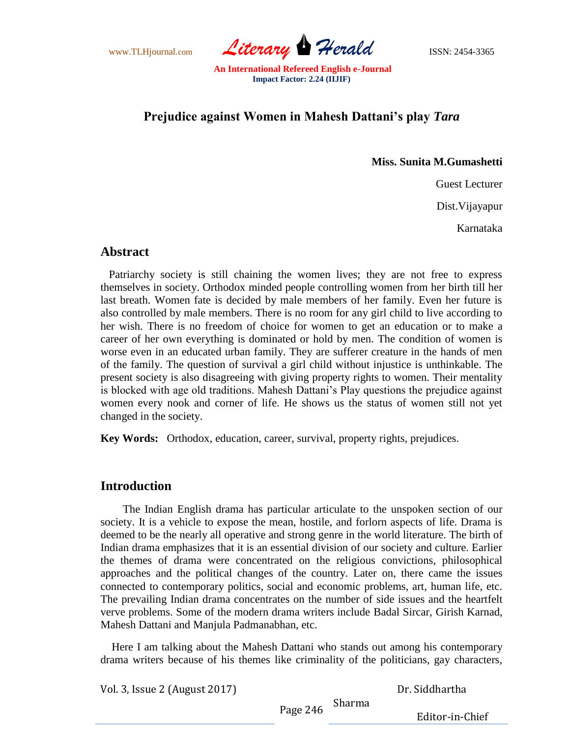# Prejudice against Women in Mahesh Dattani's play *Tara*

**Miss. Sunita M.Gumashetti**

Guest Lecturer

Dist.Vijayapur

Karnataka

## Abstract

Patriarchy society is still chaining the women lives; they are not free to express themselves in society. Orthodox minded people controlling women from her birth till her last breath. Women fate is decided by male members of her family. Even her future is also controlled by male members. There is no room for any girl child to live according to her wish. There is no freedom of choice for women to get an education or to make a career of her own everything is dominated or hold by men. The condition of women is worse even in an educated urban family. They are sufferer creature in the hands of men of the family. The question of survival a girl child without injustice is unthinkable. The present society is also disagreeing with giving property rights to women. Their mentality is blocked with age old traditions. Mahesh Dattani's Play questions the prejudice against women every nook and corner of life. He shows us the status of women still not yet changed in the society.

**Key Words:** Orthodox, education, career, survival, property rights, prejudices.

## Introduction

The Indian English drama has particular articulate to the unspoken section of our society. It is a vehicle to expose the mean, hostile, and forlorn aspects of life. Drama is deemed to be the nearly all operative and strong genre in the world literature. The birth of Indian drama emphasizes that it is an essential division of our society and culture. Earlier the themes of drama were concentrated on the religious convictions, philosophical approaches and the political changes of the country. Later on, there came the issues connected to contemporary politics, social and economic problems, art, human life, etc. The prevailing Indian drama concentrates on the number of side issues and the heartfelt verve problems. Some of the modern drama writers include Badal Sircar, Girish Karnad, Mahesh Dattani and Manjula Padmanabhan, etc.

Here I am talking about the Mahesh Dattani who stands out among his contemporary drama writers because of his themes like criminality of the politicians, gay characters,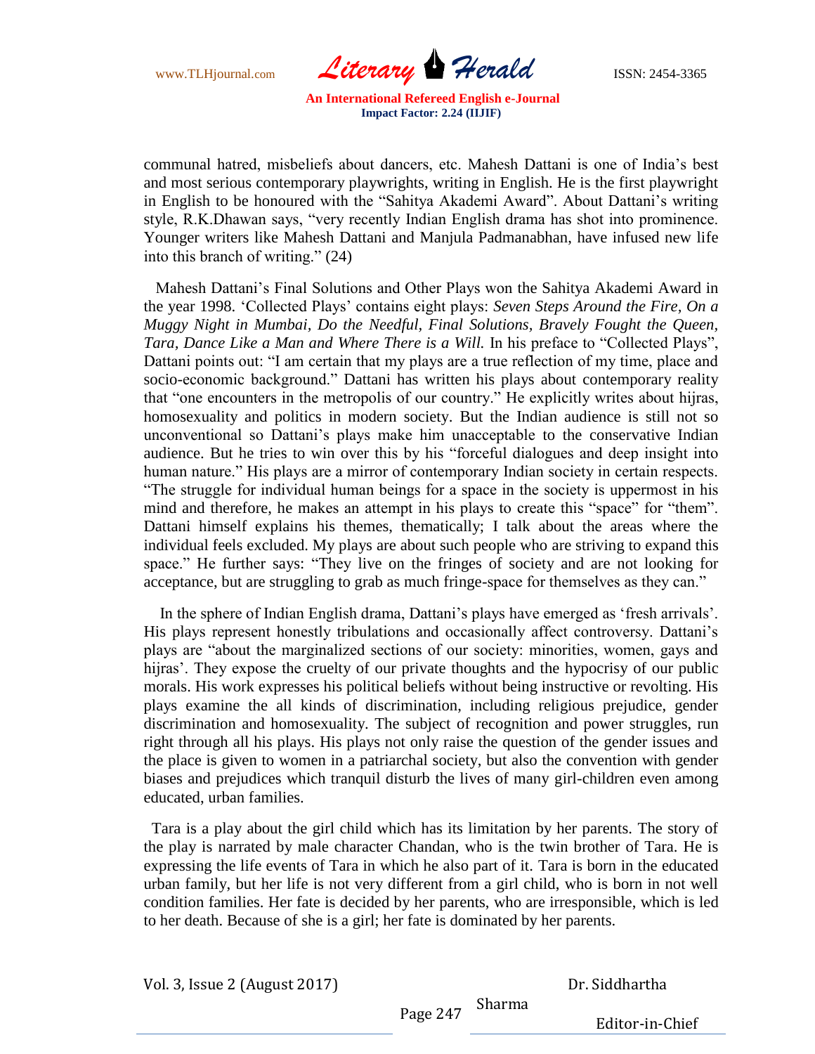communal hatred, misbeliefs about dancers, etc. Mahesh Dattani is one of India's best and most serious contemporary playwrights, writing in English. He is the first playwright in English to be honoured with the "Sahitya Akademi Award". About Dattani's writing style, R.K.Dhawan says, "very recently Indian English drama has shot into prominence. Younger writers like Mahesh Dattani and Manjula Padmanabhan, have infused new life into this branch of writing." (24)

Mahesh Dattani's Final Solutions and Other Plays won the Sahitya Akademi Award in the year 1998. 'Collected Plays' contains eight plays: *Seven Steps Around the Fire, On a Muggy Night in Mumbai, Do the Needful, Final Solutions, Bravely Fought the Queen, Tara, Dance Like a Man and Where There is a Will.* In his preface to "Collected Plays", Dattani points out: "I am certain that my plays are a true reflection of my time, place and socio-economic background." Dattani has written his plays about contemporary reality that "one encounters in the metropolis of our country." He explicitly writes about hijras, homosexuality and politics in modern society. But the Indian audience is still not so unconventional so Dattani's plays make him unacceptable to the conservative Indian audience. But he tries to win over this by his "forceful dialogues and deep insight into human nature." His plays are a mirror of contemporary Indian society in certain respects. "The struggle for individual human beings for a space in the society is uppermost in his mind and therefore, he makes an attempt in his plays to create this "space" for "them". Dattani himself explains his themes, thematically; I talk about the areas where the individual feels excluded. My plays are about such people who are striving to expand this space." He further says: "They live on the fringes of society and are not looking for acceptance, but are struggling to grab as much fringe-space for themselves as they can."

In the sphere of Indian English drama, Dattani's plays have emerged as 'fresh arrivals'. His plays represent honestly tribulations and occasionally affect controversy. Dattani's plays are "about the marginalized sections of our society: minorities, women, gays and hijras'. They expose the cruelty of our private thoughts and the hypocrisy of our public morals. His work expresses his political beliefs without being instructive or revolting. His plays examine the all kinds of discrimination, including religious prejudice, gender discrimination and homosexuality. The subject of recognition and power struggles, run right through all his plays. His plays not only raise the question of the gender issues and the place is given to women in a patriarchal society, but also the convention with gender biases and prejudices which tranquil disturb the lives of many girl-children even among educated, urban families.

Tara is a play about the girl child which has its limitation by her parents. The story of the play is narrated by male character Chandan, who is the twin brother of Tara. He is expressing the life events of Tara in which he also part of it. Tara is born in the educated urban family, but her life is not very different from a girl child, who is born in not well condition families. Her fate is decided by her parents, who are irresponsible, which is led to her death. Because of she is a girl; her fate is dominated by her parents.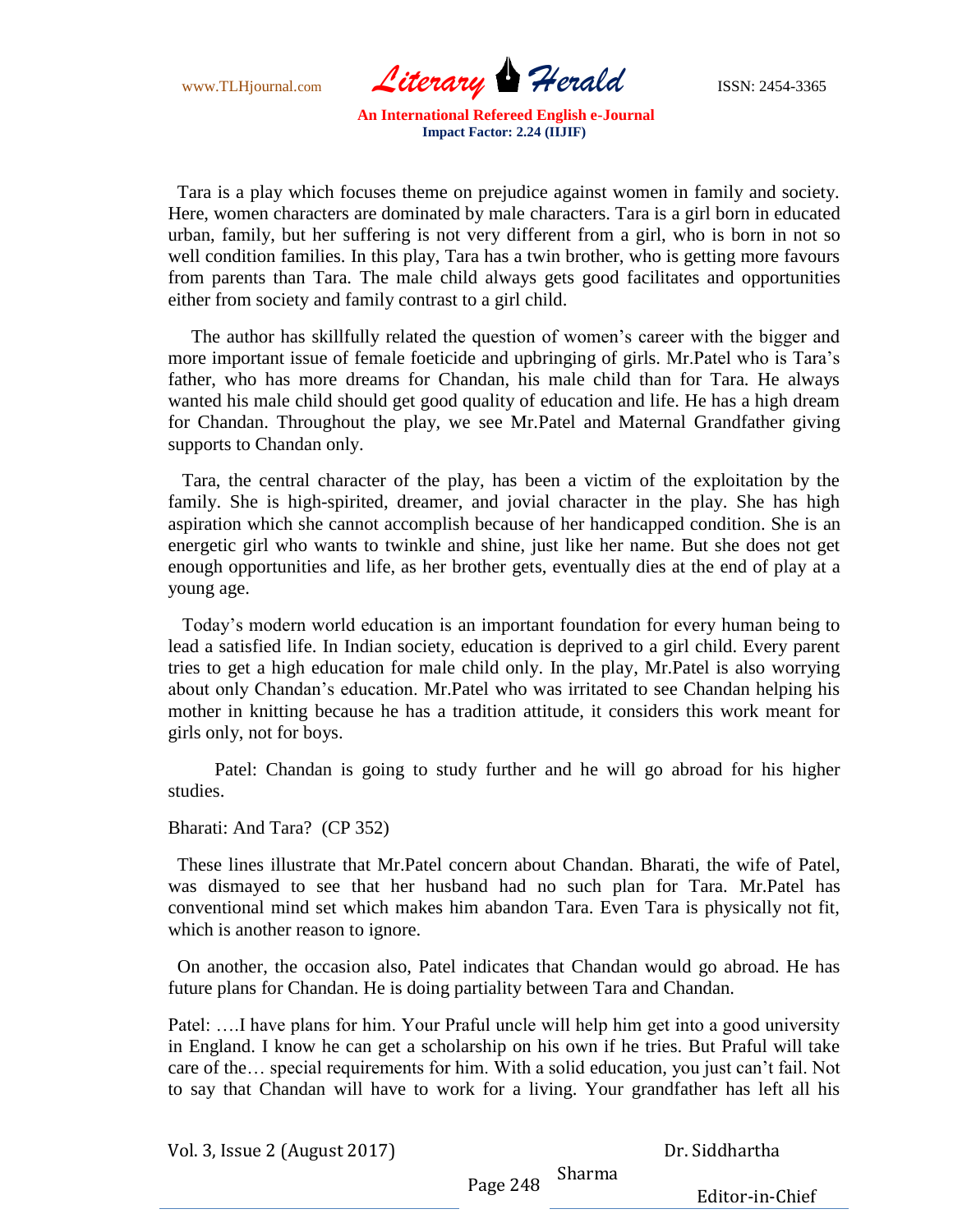Tara is a play which focuses theme on prejudice against women in family and society. Here, women characters are dominated by male characters. Tara is a girl born in educated urban, family, but her suffering is not very different from a girl, who is born in not so well condition families. In this play, Tara has a twin brother, who is getting more favours from parents than Tara. The male child always gets good facilitates and opportunities either from society and family contrast to a girl child.

The author has skillfully related the question of women's career with the bigger and more important issue of female foeticide and upbringing of girls. Mr.Patel who is Tara's father, who has more dreams for Chandan, his male child than for Tara. He always wanted his male child should get good quality of education and life. He has a high dream for Chandan. Throughout the play, we see Mr.Patel and Maternal Grandfather giving supports to Chandan only.

Tara, the central character of the play, has been a victim of the exploitation by the family. She is high-spirited, dreamer, and jovial character in the play. She has high aspiration which she cannot accomplish because of her handicapped condition. She is an energetic girl who wants to twinkle and shine, just like her name. But she does not get enough opportunities and life, as her brother gets, eventually dies at the end of play at a young age.

Today's modern world education is an important foundation for every human being to lead a satisfied life. In Indian society, education is deprived to a girl child. Every parent tries to get a high education for male child only. In the play, Mr.Patel is also worrying about only Chandan's education. Mr.Patel who was irritated to see Chandan helping his mother in knitting because he has a tradition attitude, it considers this work meant for girls only, not for boys.

Patel: Chandan is going to study further and he will go abroad for his higher studies.

Bharati: And Tara? (CP 352)

These lines illustrate that Mr.Patel concern about Chandan. Bharati, the wife of Patel, was dismayed to see that her husband had no such plan for Tara. Mr.Patel has conventional mind set which makes him abandon Tara. Even Tara is physically not fit, which is another reason to ignore.

On another, the occasion also, Patel indicates that Chandan would go abroad. He has future plans for Chandan. He is doing partiality between Tara and Chandan.

Patel: ….I have plans for him. Your Praful uncle will help him get into a good university in England. I know he can get a scholarship on his own if he tries. But Praful will take care of the… special requirements for him. With a solid education, you just can't fail. Not to say that Chandan will have to work for a living. Your grandfather has left all his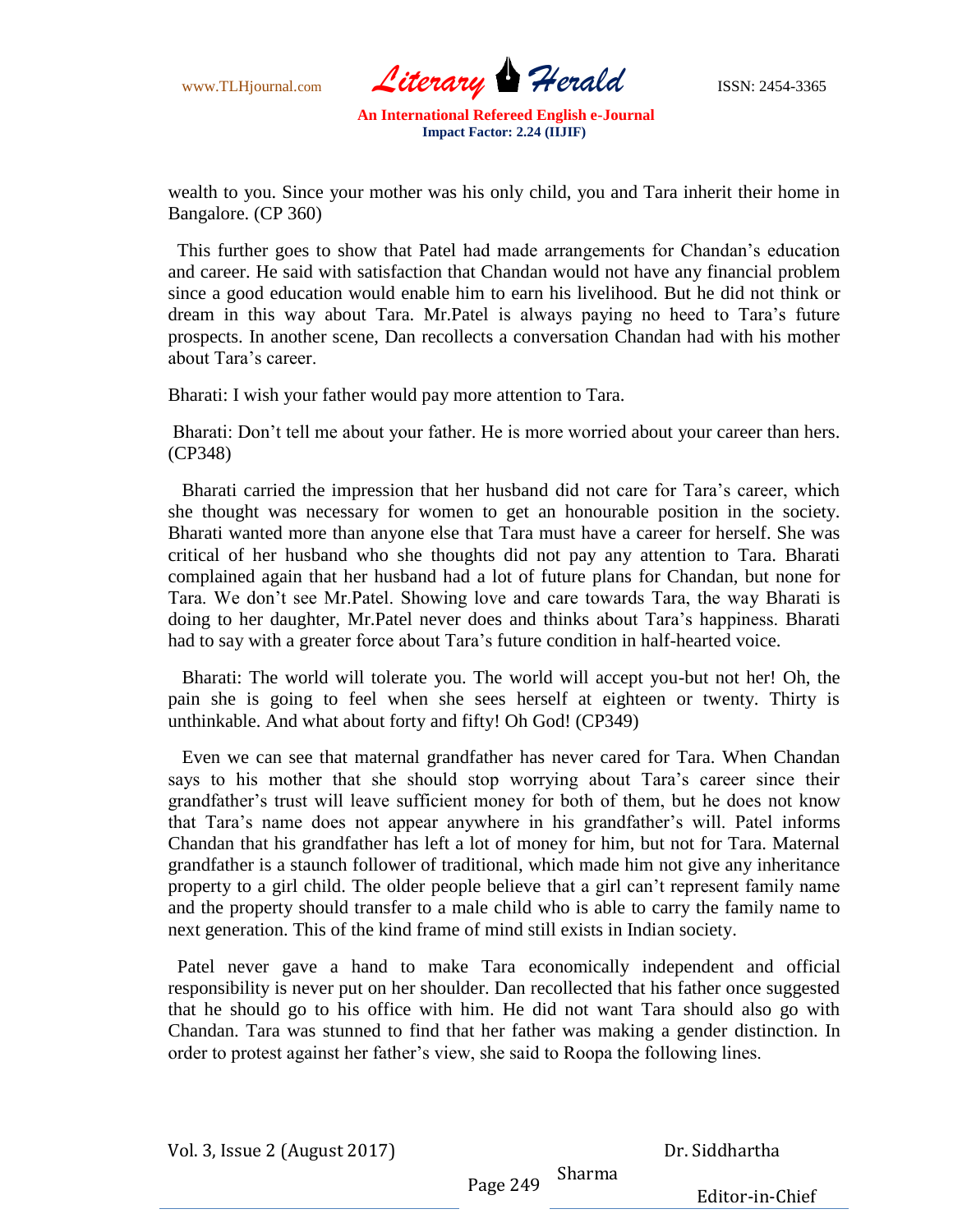wealth to you. Since your mother was his only child, you and Tara inherit their home in Bangalore. (CP 360)

This further goes to show that Patel had made arrangements for Chandan's education and career. He said with satisfaction that Chandan would not have any financial problem since a good education would enable him to earn his livelihood. But he did not think or dream in this way about Tara. Mr.Patel is always paying no heed to Tara's future prospects. In another scene, Dan recollects a conversation Chandan had with his mother about Tara's career.

Bharati: I wish your father would pay more attention to Tara.

Bharati: Don't tell me about your father. He is more worried about your career than hers. (CP348)

Bharati carried the impression that her husband did not care for Tara's career, which she thought was necessary for women to get an honourable position in the society. Bharati wanted more than anyone else that Tara must have a career for herself. She was critical of her husband who she thoughts did not pay any attention to Tara. Bharati complained again that her husband had a lot of future plans for Chandan, but none for Tara. We don't see Mr.Patel. Showing love and care towards Tara, the way Bharati is doing to her daughter, Mr.Patel never does and thinks about Tara's happiness. Bharati had to say with a greater force about Tara's future condition in half-hearted voice.

Bharati: The world will tolerate you. The world will accept you-but not her! Oh, the pain she is going to feel when she sees herself at eighteen or twenty. Thirty is unthinkable. And what about forty and fifty! Oh God! (CP349)

Even we can see that maternal grandfather has never cared for Tara. When Chandan says to his mother that she should stop worrying about Tara's career since their grandfather's trust will leave sufficient money for both of them, but he does not know that Tara's name does not appear anywhere in his grandfather's will. Patel informs Chandan that his grandfather has left a lot of money for him, but not for Tara. Maternal grandfather is a staunch follower of traditional, which made him not give any inheritance property to a girl child. The older people believe that a girl can't represent family name and the property should transfer to a male child who is able to carry the family name to next generation. This of the kind frame of mind still exists in Indian society.

Patel never gave a hand to make Tara economically independent and official responsibility is never put on her shoulder. Dan recollected that his father once suggested that he should go to his office with him. He did not want Tara should also go with Chandan. Tara was stunned to find that her father was making a gender distinction. In order to protest against her father's view, she said to Roopa the following lines.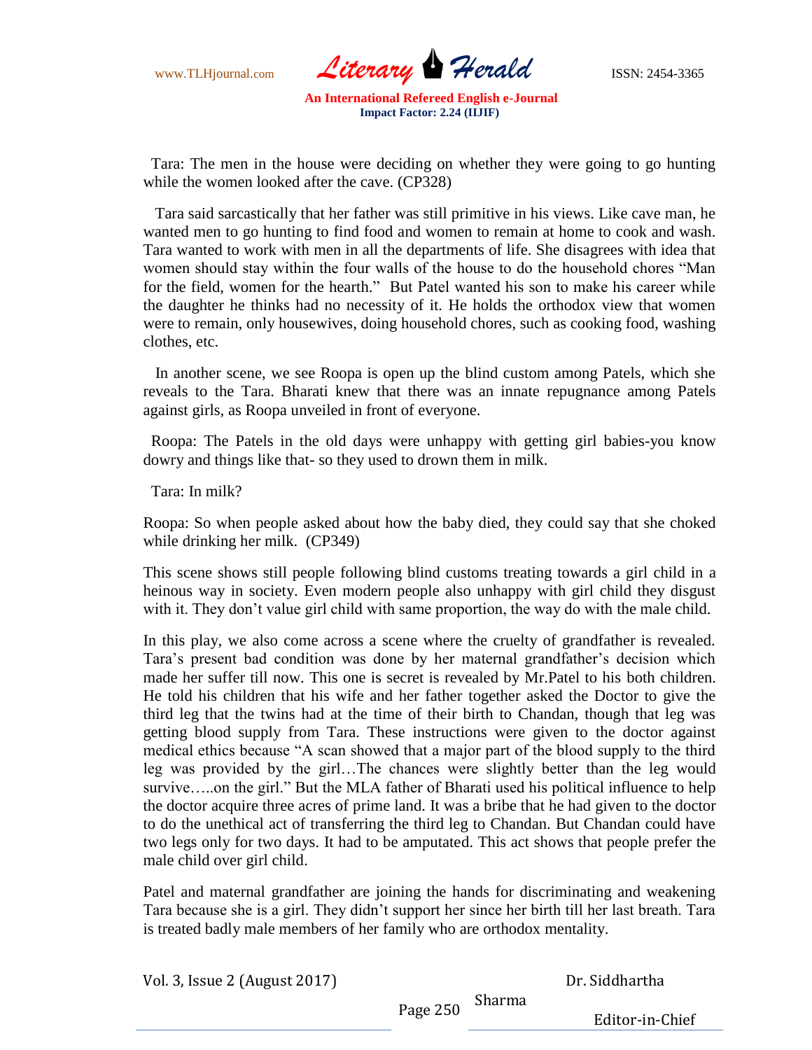Tara: The men in the house were deciding on whether they were going to go hunting while the women looked after the cave. (CP328)

Tara said sarcastically that her father was still primitive in his views. Like cave man, he wanted men to go hunting to find food and women to remain at home to cook and wash. Tara wanted to work with men in all the departments of life. She disagrees with idea that women should stay within the four walls of the house to do the household chores "Man for the field, women for the hearth." But Patel wanted his son to make his career while the daughter he thinks had no necessity of it. He holds the orthodox view that women were to remain, only housewives, doing household chores, such as cooking food, washing clothes, etc.

In another scene, we see Roopa is open up the blind custom among Patels, which she reveals to the Tara. Bharati knew that there was an innate repugnance among Patels against girls, as Roopa unveiled in front of everyone.

Roopa: The Patels in the old days were unhappy with getting girl babies-you know dowry and things like that- so they used to drown them in milk.

Tara: In milk?

Roopa: So when people asked about how the baby died, they could say that she choked while drinking her milk. (CP349)

This scene shows still people following blind customs treating towards a girl child in a heinous way in society. Even modern people also unhappy with girl child they disgust with it. They don't value girl child with same proportion, the way do with the male child.

In this play, we also come across a scene where the cruelty of grandfather is revealed. Tara's present bad condition was done by her maternal grandfather's decision which made her suffer till now. This one is secret is revealed by Mr.Patel to his both children. He told his children that his wife and her father together asked the Doctor to give the third leg that the twins had at the time of their birth to Chandan, though that leg was getting blood supply from Tara. These instructions were given to the doctor against medical ethics because "A scan showed that a major part of the blood supply to the third leg was provided by the girl…The chances were slightly better than the leg would survive…..on the girl." But the MLA father of Bharati used his political influence to help the doctor acquire three acres of prime land. It was a bribe that he had given to the doctor to do the unethical act of transferring the third leg to Chandan. But Chandan could have two legs only for two days. It had to be amputated. This act shows that people prefer the male child over girl child.

Patel and maternal grandfather are joining the hands for discriminating and weakening Tara because she is a girl. They didn't support her since her birth till her last breath. Tara is treated badly male members of her family who are orthodox mentality.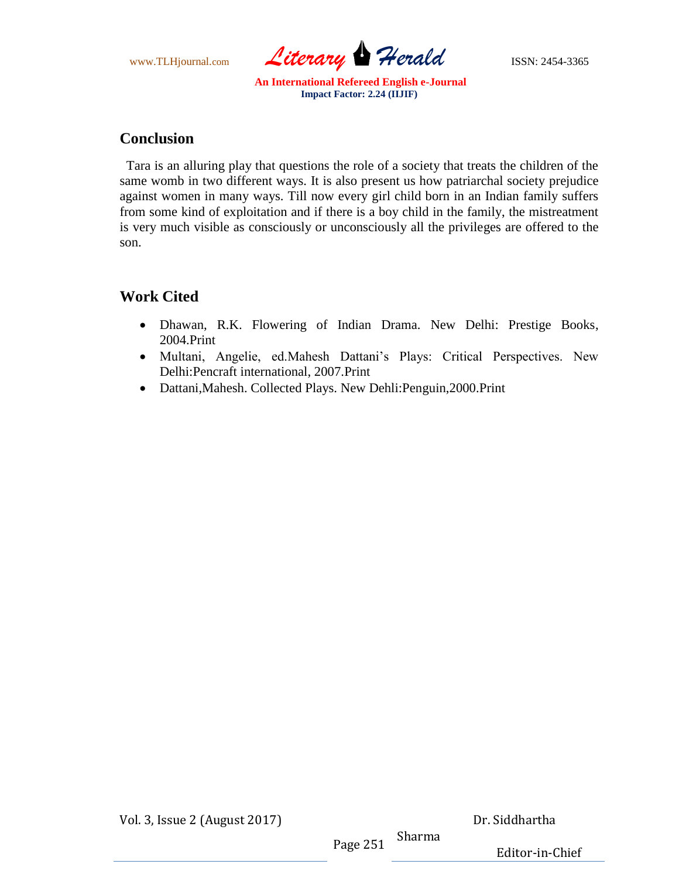## Conclusion

Tara is an alluring play that questions the role of a society that treats the children of the same womb in two different ways. It is also present us how patriarchal society prejudice against women in many ways. Till now every girl child born in an Indian family suffers from some kind of exploitation and if there is a boy child in the family, the mistreatment is very much visible as consciously or unconsciously all the privileges are offered to the son.

## Work Cited

- Dhawan, R.K. Flowering of Indian Drama. New Delhi: Prestige Books, 2004.Print
- Multani, Angelie, ed.Mahesh Dattani's Plays: Critical Perspectives. New Delhi:Pencraft international, 2007.Print
- Dattani,Mahesh. Collected Plays. New Dehli:Penguin,2000.Print